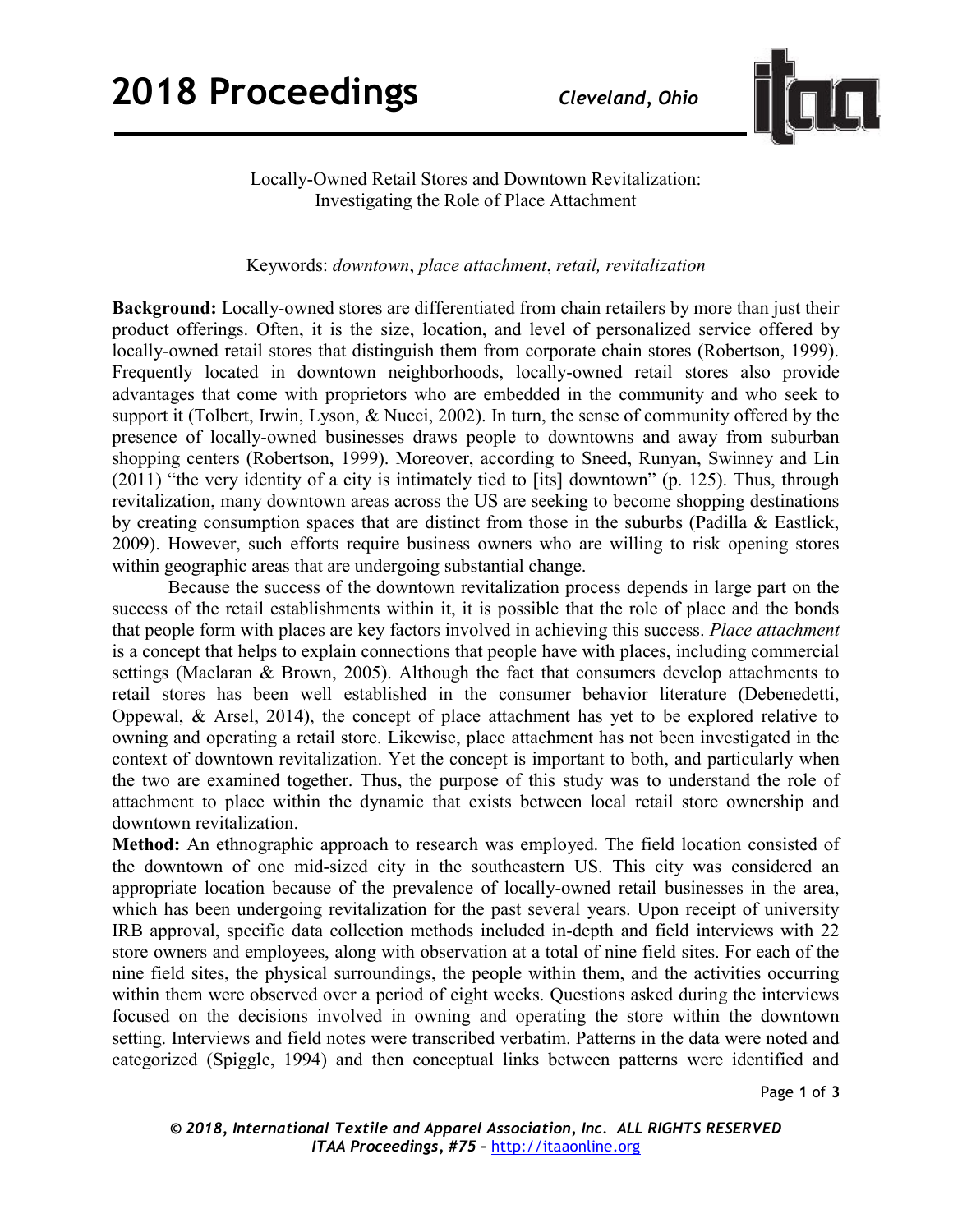# Locally-Owned Retail Stores and Downtown Revitalization: Investigating the Role of Place Attachment

Keywords: *downtown*, *place attachment*, *retail, revitalization*

**Background:** Locally-owned stores are differentiated from chain retailers by more than just their product offerings. Often, it is the size, location, and level of personalized service offered by locally-owned retail stores that distinguish them from corporate chain stores (Robertson, 1999). Frequently located in downtown neighborhoods, locally-owned retail stores also provide advantages that come with proprietors who are embedded in the community and who seek to support it (Tolbert, Irwin, Lyson, & Nucci, 2002). In turn, the sense of community offered by the presence of locally-owned businesses draws people to downtowns and away from suburban shopping centers (Robertson, 1999). Moreover, according to Sneed, Runyan, Swinney and Lin (2011) "the very identity of a city is intimately tied to [its] downtown" (p. 125). Thus, through revitalization, many downtown areas across the US are seeking to become shopping destinations by creating consumption spaces that are distinct from those in the suburbs (Padilla & Eastlick, 2009). However, such efforts require business owners who are willing to risk opening stores within geographic areas that are undergoing substantial change.

Because the success of the downtown revitalization process depends in large part on the success of the retail establishments within it, it is possible that the role of place and the bonds that people form with places are key factors involved in achieving this success. *Place attachment* is a concept that helps to explain connections that people have with places, including commercial settings (Maclaran & Brown, 2005). Although the fact that consumers develop attachments to retail stores has been well established in the consumer behavior literature (Debenedetti, Oppewal, & Arsel, 2014), the concept of place attachment has yet to be explored relative to owning and operating a retail store. Likewise, place attachment has not been investigated in the context of downtown revitalization. Yet the concept is important to both, and particularly when the two are examined together. Thus, the purpose of this study was to understand the role of attachment to place within the dynamic that exists between local retail store ownership and downtown revitalization.

**Method:** An ethnographic approach to research was employed. The field location consisted of the downtown of one mid-sized city in the southeastern US. This city was considered an appropriate location because of the prevalence of locally-owned retail businesses in the area, which has been undergoing revitalization for the past several years. Upon receipt of university IRB approval, specific data collection methods included in-depth and field interviews with 22 store owners and employees, along with observation at a total of nine field sites. For each of the nine field sites, the physical surroundings, the people within them, and the activities occurring within them were observed over a period of eight weeks. Questions asked during the interviews focused on the decisions involved in owning and operating the store within the downtown setting. Interviews and field notes were transcribed verbatim. Patterns in the data were noted and categorized (Spiggle, 1994) and then conceptual links between patterns were identified and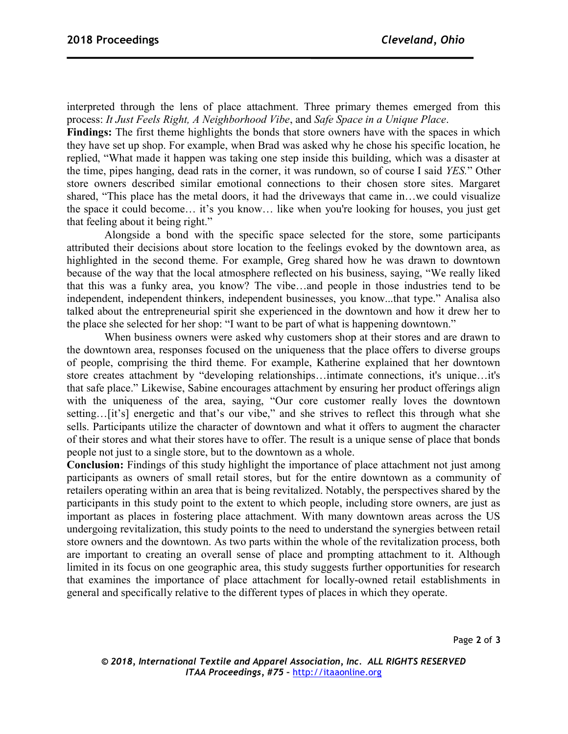interpreted through the lens of place attachment. Three primary themes emerged from this process: *It Just Feels Right, A Neighborhood Vibe*, and *Safe Space in a Unique Place*.

**Findings:** The first theme highlights the bonds that store owners have with the spaces in which they have set up shop. For example, when Brad was asked why he chose his specific location, he replied, "What made it happen was taking one step inside this building, which was a disaster at the time, pipes hanging, dead rats in the corner, it was rundown, so of course I said *YES.*" Other store owners described similar emotional connections to their chosen store sites. Margaret shared, "This place has the metal doors, it had the driveways that came in…we could visualize the space it could become… it's you know… like when you're looking for houses, you just get that feeling about it being right."

Alongside a bond with the specific space selected for the store, some participants attributed their decisions about store location to the feelings evoked by the downtown area, as highlighted in the second theme. For example, Greg shared how he was drawn to downtown because of the way that the local atmosphere reflected on his business, saying, "We really liked that this was a funky area, you know? The vibe…and people in those industries tend to be independent, independent thinkers, independent businesses, you know...that type." Analisa also talked about the entrepreneurial spirit she experienced in the downtown and how it drew her to the place she selected for her shop: "I want to be part of what is happening downtown."

When business owners were asked why customers shop at their stores and are drawn to the downtown area, responses focused on the uniqueness that the place offers to diverse groups of people, comprising the third theme. For example, Katherine explained that her downtown store creates attachment by "developing relationships…intimate connections, it's unique…it's that safe place." Likewise, Sabine encourages attachment by ensuring her product offerings align with the uniqueness of the area, saying, "Our core customer really loves the downtown setting…[it's] energetic and that's our vibe," and she strives to reflect this through what she sells. Participants utilize the character of downtown and what it offers to augment the character of their stores and what their stores have to offer. The result is a unique sense of place that bonds people not just to a single store, but to the downtown as a whole.

**Conclusion:** Findings of this study highlight the importance of place attachment not just among participants as owners of small retail stores, but for the entire downtown as a community of retailers operating within an area that is being revitalized. Notably, the perspectives shared by the participants in this study point to the extent to which people, including store owners, are just as important as places in fostering place attachment. With many downtown areas across the US undergoing revitalization, this study points to the need to understand the synergies between retail store owners and the downtown. As two parts within the whole of the revitalization process, both are important to creating an overall sense of place and prompting attachment to it. Although limited in its focus on one geographic area, this study suggests further opportunities for research that examines the importance of place attachment for locally-owned retail establishments in general and specifically relative to the different types of places in which they operate.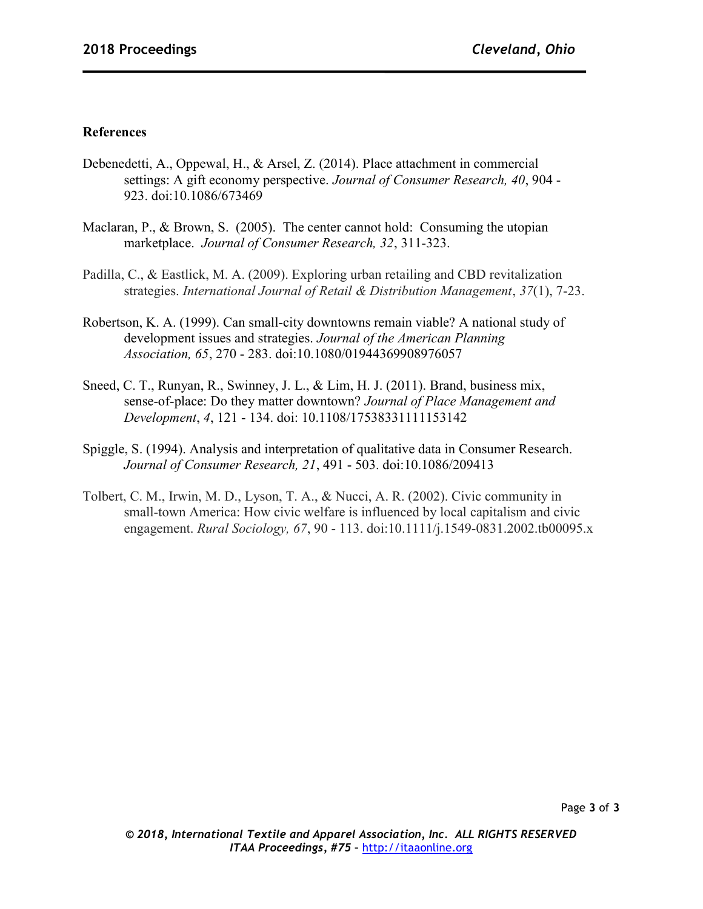**References**

Debenedetti, A., Oppewal, H., & Arsel, Z. (2014). Place attachment in commercial settings: A gift economy perspective. *Journal of Consumer Research, 40*, 904 - 923. doi:10.1086/673469

Maclaran, P., & Brown, S. (2005). The center cannot hold: Consuming the utopian marketplace. *Journal of Consumer Research, 32*, 311-323.

Padilla, C., & Eastlick, M. A. (2009). Exploring urban retailing and CBD revitalization strategies. *International Journal of Retail & Distribution Management*, *37*(1), 7-23.

Robertson, K. A. (1999). Can small-city downtowns remain viable? A national study of development issues and strategies. *Journal of the American Planning Association, 65*, 270 - 283. doi:10.1080/01944369908976057

Sneed, C. T., Runyan, R., Swinney, J. L., & Lim, H. J. (2011). Brand, business mix, sense-of-place: Do they matter downtown? *Journal of Place Management and Development*, *4*, 121 - 134. doi: 10.1108/17538331111153142

Spiggle, S. (1994). Analysis and interpretation of qualitative data in Consumer Research. *Journal of Consumer Research, 21*, 491 - 503. doi:10.1086/209413

Tolbert, C. M., Irwin, M. D., Lyson, T. A., & Nucci, A. R. (2002). Civic community in small-town America: How civic welfare is influenced by local capitalism and civic engagement. *Rural Sociology, 67*, 90 - 113. doi:10.1111/j.1549-0831.2002.tb00095.x